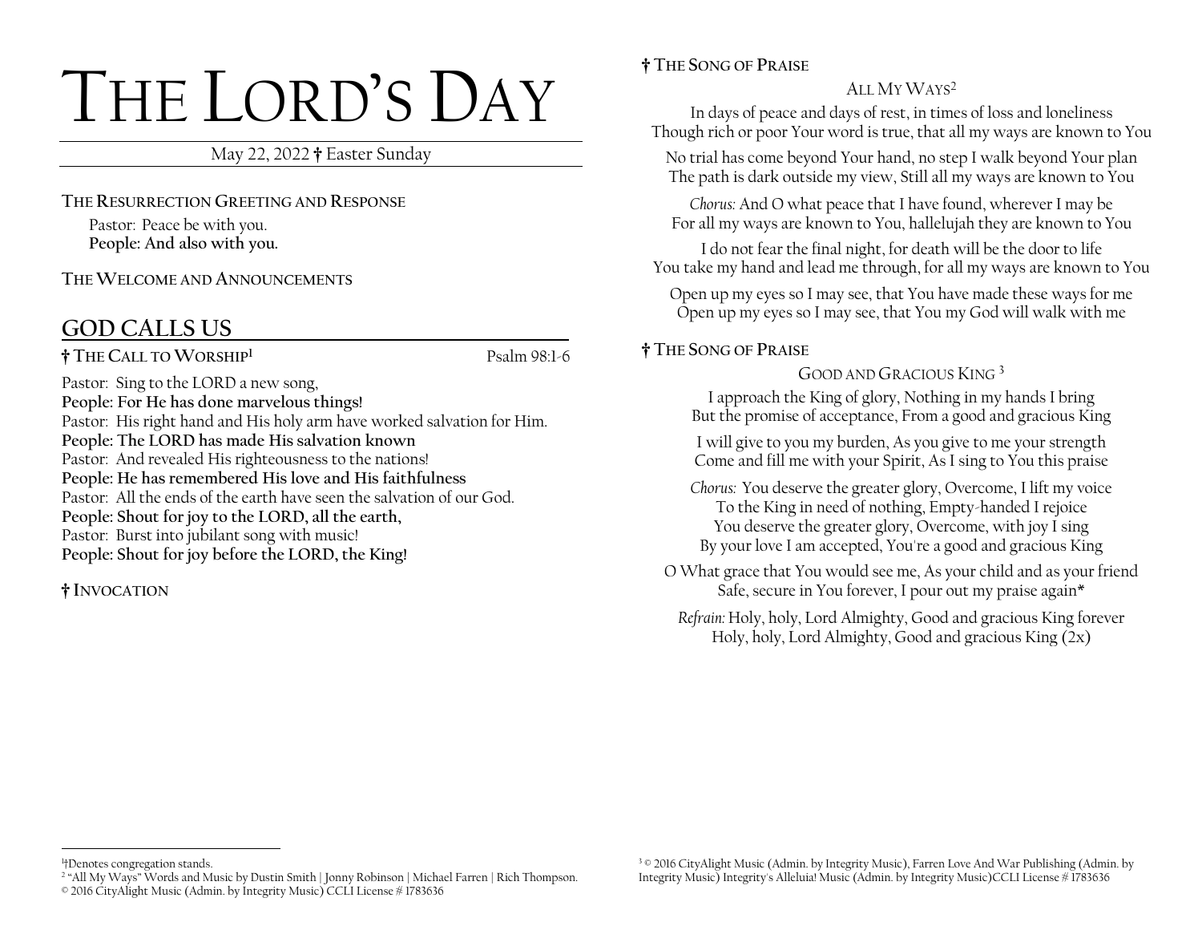# THE LORD'S DAY

May 22, 2022 † Easter Sunday

**THE RESURRECTION GREETING AND RESPONSE**

Pastor: Peace be with you.
**People: And also with you.**

**THE WELCOME AND ANNOUNCEMENTS**

## GOD CALLS US

**† THE CALL TO WORSHIP**[1] Psalm 98:1-6

Pastor: Sing to the LORD a new song,
**People: For He has done marvelous things!**
Pastor: His right hand and His holy arm have worked salvation for Him.
**People: The LORD has made His salvation known**
Pastor: And revealed His righteousness to the nations!
**People: He has remembered His love and His faithfulness**
Pastor: All the ends of the earth have seen the salvation of our God.
**People: Shout for joy to the LORD, all the earth,**
Pastor: Burst into jubilant song with music!
**People: Shout for joy before the LORD, the King!**

**† INVOCATION**

[1]†Denotes congregation stands.
[2] "All My Ways" Words and Music by Dustin Smith | Jonny Robinson | Michael Farren | Rich Thompson. © 2016 CityAlight Music (Admin. by Integrity Music) CCLI License # 1783636

**† THE SONG OF PRAISE**

ALL MY WAYS[2]

In days of peace and days of rest, in times of loss and loneliness
Though rich or poor Your word is true, that all my ways are known to You

No trial has come beyond Your hand, no step I walk beyond Your plan
The path is dark outside my view, Still all my ways are known to You

*Chorus:* And O what peace that I have found, wherever I may be
For all my ways are known to You, hallelujah they are known to You

I do not fear the final night, for death will be the door to life
You take my hand and lead me through, for all my ways are known to You

Open up my eyes so I may see, that You have made these ways for me
Open up my eyes so I may see, that You my God will walk with me

**† THE SONG OF PRAISE**

GOOD AND GRACIOUS KING [3]

I approach the King of glory, Nothing in my hands I bring
But the promise of acceptance, From a good and gracious King

I will give to you my burden, As you give to me your strength
Come and fill me with your Spirit, As I sing to You this praise

*Chorus:* You deserve the greater glory, Overcome, I lift my voice
To the King in need of nothing, Empty-handed I rejoice
You deserve the greater glory, Overcome, with joy I sing
By your love I am accepted, You're a good and gracious King

O What grace that You would see me, As your child and as your friend
Safe, secure in You forever, I pour out my praise again*

*Refrain:* Holy, holy, Lord Almighty, Good and gracious King forever
Holy, holy, Lord Almighty, Good and gracious King (2x)

[3] © 2016 CityAlight Music (Admin. by Integrity Music), Farren Love And War Publishing (Admin. by Integrity Music) Integrity's Alleluia! Music (Admin. by Integrity Music)CCLI License # 1783636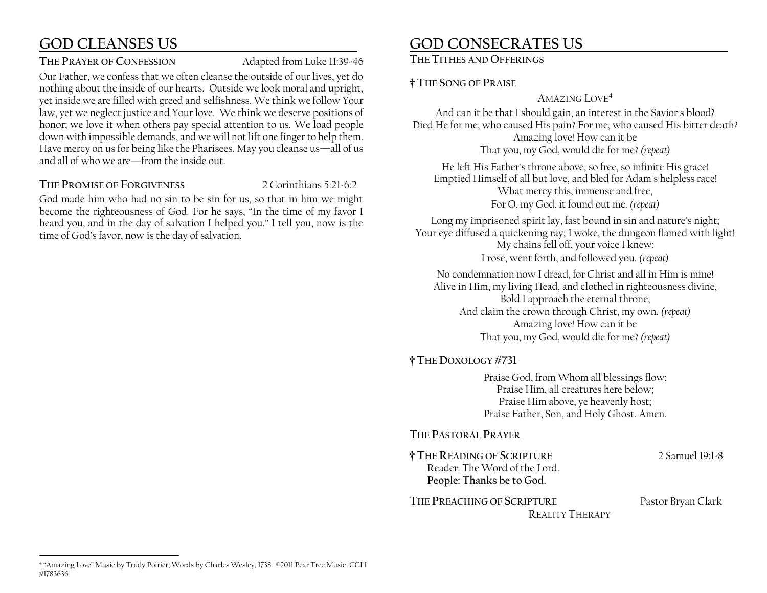## GOD CLEANSES US

**THE PRAYER OF CONFESSION** Adapted from Luke 11:39-46

Our Father, we confess that we often cleanse the outside of our lives, yet do nothing about the inside of our hearts. Outside we look moral and upright, yet inside we are filled with greed and selfishness. We think we follow Your law, yet we neglect justice and Your love. We think we deserve positions of honor; we love it when others pay special attention to us. We load people down with impossible demands, and we will not lift one finger to help them. Have mercy on us for being like the Pharisees. May you cleanse us—all of us and all of who we are—from the inside out.

**THE PROMISE OF FORGIVENESS** 2 Corinthians 5:21-6:2

God made him who had no sin to be sin for us, so that in him we might become the righteousness of God. For he says, "In the time of my favor I heard you, and in the day of salvation I helped you." I tell you, now is the time of God's favor, now is the day of salvation.

## GOD CONSECRATES US

**THE TITHES AND OFFERINGS**

**† THE SONG OF PRAISE**

AMAZING LOVE[4]

And can it be that I should gain, an interest in the Savior's blood?
Died He for me, who caused His pain? For me, who caused His bitter death?
Amazing love! How can it be
That you, my God, would die for me? *(repeat)*

He left His Father's throne above; so free, so infinite His grace!
Emptied Himself of all but love, and bled for Adam's helpless race!
What mercy this, immense and free,
For O, my God, it found out me. *(repeat)*

Long my imprisoned spirit lay, fast bound in sin and nature's night;
Your eye diffused a quickening ray; I woke, the dungeon flamed with light!
My chains fell off, your voice I knew;
I rose, went forth, and followed you. *(repeat)*

No condemnation now I dread, for Christ and all in Him is mine!
Alive in Him, my living Head, and clothed in righteousness divine,
Bold I approach the eternal throne,
And claim the crown through Christ, my own. *(repeat)*
Amazing love! How can it be
That you, my God, would die for me? *(repeat)*

**† THE DOXOLOGY #731**

Praise God, from Whom all blessings flow;
Praise Him, all creatures here below;
Praise Him above, ye heavenly host;
Praise Father, Son, and Holy Ghost. Amen.

**THE PASTORAL PRAYER**

**† THE READING OF SCRIPTURE** 2 Samuel 19:1-8

Reader: The Word of the Lord.
**People: Thanks be to God.**

**THE PREACHING OF SCRIPTURE** Pastor Bryan Clark

REALITY THERAPY

[4] "Amazing Love" Music by Trudy Poirier; Words by Charles Wesley, 1738. ©2011 Pear Tree Music. CCLI #1783636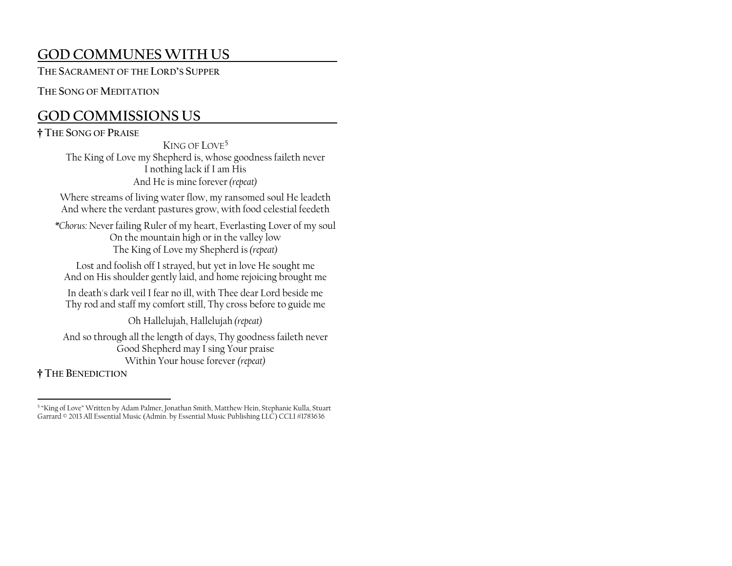## GOD COMMUNES WITH US

**The Sacrament of the Lord's Supper**

**The Song of Meditation**

## GOD COMMISSIONS US

**† The Song of Praise**

King of Love[5]

The King of Love my Shepherd is, whose goodness faileth never
I nothing lack if I am His
And He is mine forever *(repeat)*

Where streams of living water flow, my ransomed soul He leadeth
And where the verdant pastures grow, with food celestial feedeth

*\*Chorus:* Never failing Ruler of my heart, Everlasting Lover of my soul
On the mountain high or in the valley low
The King of Love my Shepherd is *(repeat)*

Lost and foolish off I strayed, but yet in love He sought me
And on His shoulder gently laid, and home rejoicing brought me

In death's dark veil I fear no ill, with Thee dear Lord beside me
Thy rod and staff my comfort still, Thy cross before to guide me

Oh Hallelujah, Hallelujah *(repeat)*

And so through all the length of days, Thy goodness faileth never
Good Shepherd may I sing Your praise
Within Your house forever *(repeat)*

**† The Benediction**

---

[5] "King of Love" Written by Adam Palmer, Jonathan Smith, Matthew Hein, Stephanie Kulla, Stuart Garrard © 2013 All Essential Music (Admin. by Essential Music Publishing LLC) CCLI #1783636